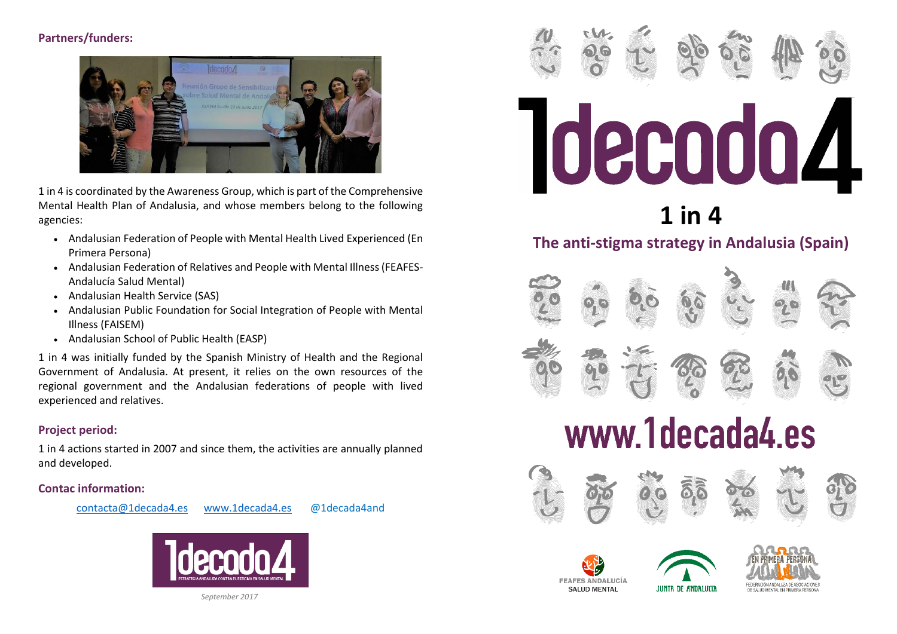**Partners/funders:**

1 in 4 is coordinated by the Awareness Group, which is part of the Comprehensive Mental Health Plan of Andalusia, and whose members belong to the following agencies:

- Andalusian Federation of People with Mental Health Lived Experienced (En Primera Persona)
- Andalusian Federation of Relatives and People with Mental Illness (FEAFES-Andalucía Salud Mental)
- Andalusian Health Service (SAS)
- Andalusian Public Foundation for Social Integration of People with Mental Illness (FAISEM)
- Andalusian School of Public Health (EASP)

1 in 4 was initially funded by the Spanish Ministry of Health and the Regional Government of Andalusia. At present, it relies on the own resources of the regional government and the Andalusian federations of people with lived experienced and relatives.

### Project period:

1 in 4 actions started in 2007 and since them, the activities are annually planned and developed.

### Contac information:

contacta@1decada4.es www.1decada4.es @1decada4and

1decada4

ESTRATEGIA ANDALUZA CONTRA EL ESTIGMA EN SALUD MENTAL

*September 2017*

# 1decada4

# 1 in 4

## The anti-stigma strategy in Andalusia (Spain)

# www.1decada4.es

FEAFES ANDALUCÍA SALUD MENTAL

JUNTA DE ANDALUCIA

EN PRIMERA PERSONA — FEDERACIÓN ANDALUZA DE ASOCIACIONES DE SALUD MENTAL EN PRIMERA PERSONA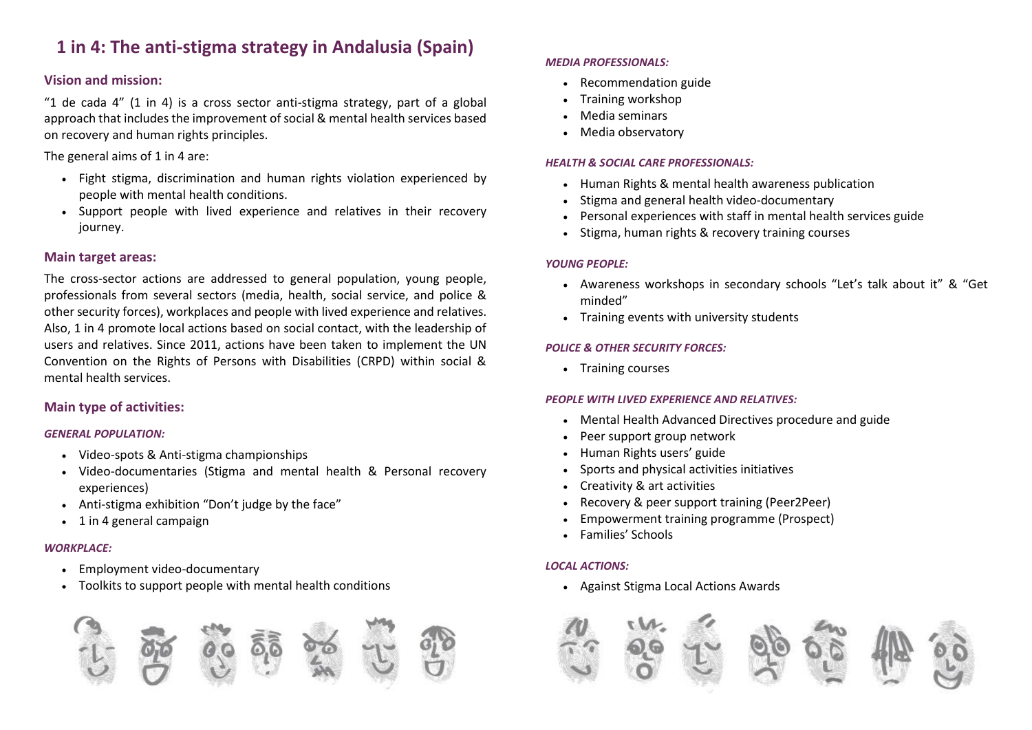# 1 in 4: The anti-stigma strategy in Andalusia (Spain)

## Vision and mission:

"1 de cada 4" (1 in 4) is a cross sector anti-stigma strategy, part of a global approach that includes the improvement of social & mental health services based on recovery and human rights principles.

The general aims of 1 in 4 are:

- Fight stigma, discrimination and human rights violation experienced by people with mental health conditions.
- Support people with lived experience and relatives in their recovery journey.

## Main target areas:

The cross-sector actions are addressed to general population, young people, professionals from several sectors (media, health, social service, and police & other security forces), workplaces and people with lived experience and relatives. Also, 1 in 4 promote local actions based on social contact, with the leadership of users and relatives. Since 2011, actions have been taken to implement the UN Convention on the Rights of Persons with Disabilities (CRPD) within social & mental health services.

## Main type of activities:

***GENERAL POPULATION:***

- Video-spots & Anti-stigma championships
- Video-documentaries (Stigma and mental health & Personal recovery experiences)
- Anti-stigma exhibition "Don't judge by the face"
- 1 in 4 general campaign

***WORKPLACE:***

- Employment video-documentary
- Toolkits to support people with mental health conditions

***MEDIA PROFESSIONALS:***

- Recommendation guide
- Training workshop
- Media seminars
- Media observatory

***HEALTH & SOCIAL CARE PROFESSIONALS:***

- Human Rights & mental health awareness publication
- Stigma and general health video-documentary
- Personal experiences with staff in mental health services guide
- Stigma, human rights & recovery training courses

***YOUNG PEOPLE:***

- Awareness workshops in secondary schools "Let's talk about it" & "Get minded"
- Training events with university students

***POLICE & OTHER SECURITY FORCES:***

- Training courses

***PEOPLE WITH LIVED EXPERIENCE AND RELATIVES:***

- Mental Health Advanced Directives procedure and guide
- Peer support group network
- Human Rights users' guide
- Sports and physical activities initiatives
- Creativity & art activities
- Recovery & peer support training (Peer2Peer)
- Empowerment training programme (Prospect)
- Families' Schools

***LOCAL ACTIONS:***

- Against Stigma Local Actions Awards